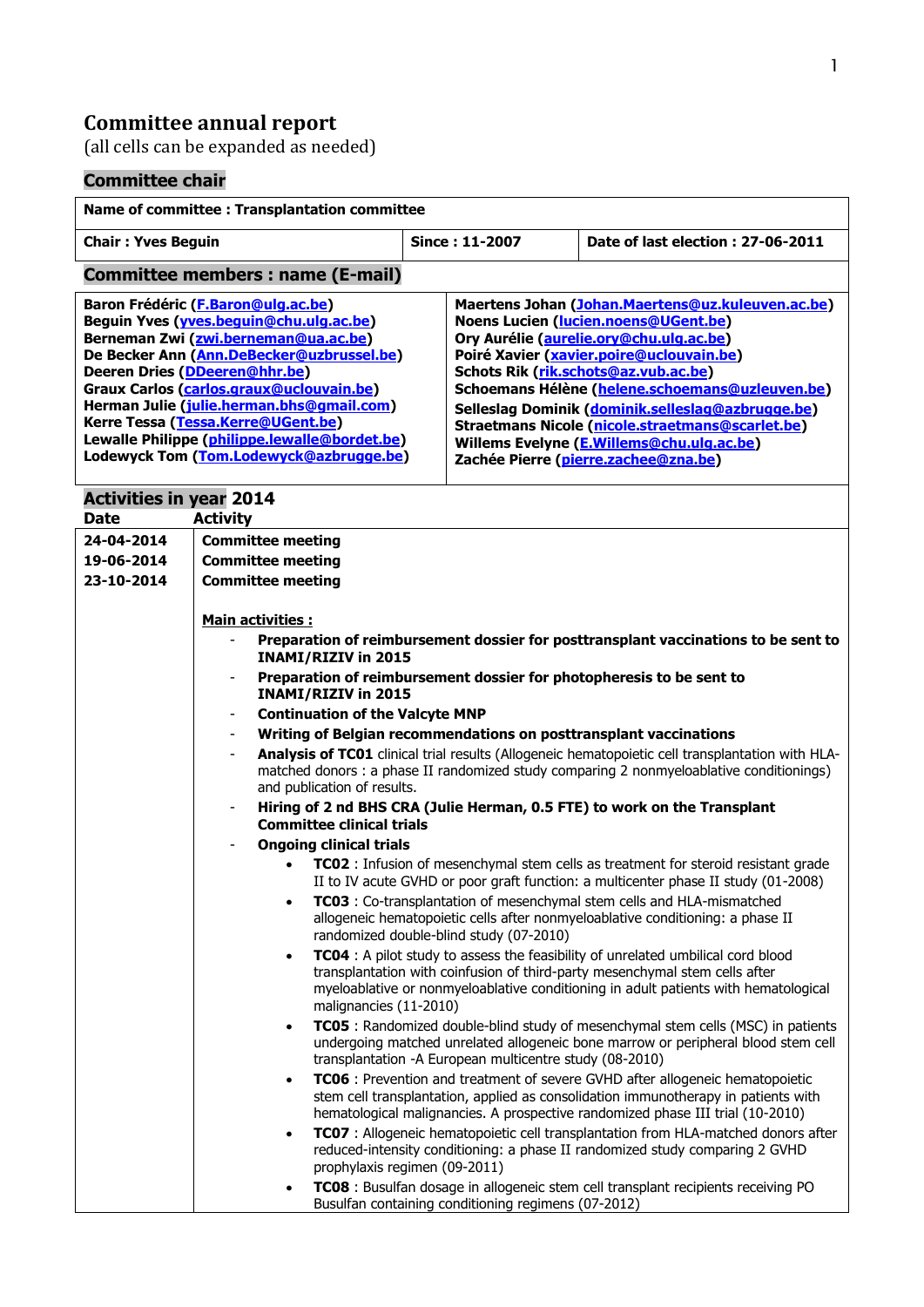# Committee annual report

(all cells can be expanded as needed)

## Committee chair

| Name of committee : Transplantation committee | | |
|---|---|---|
| **Chair : Yves Beguin** | **Since : 11-2007** | **Date of last election : 27-06-2011** |

## Committee members : name (E-mail)

| | |
|---|---|
| **Baron Frédéric (F.Baron@ulg.ac.be)** | **Maertens Johan (Johan.Maertens@uz.kuleuven.ac.be)** |
| **Beguin Yves (yves.beguin@chu.ulg.ac.be)** | **Noens Lucien (lucien.noens@UGent.be)** |
| **Berneman Zwi (zwi.berneman@ua.ac.be)** | **Ory Aurélie (aurelie.ory@chu.ulg.ac.be)** |
| **De Becker Ann (Ann.DeBecker@uzbrussel.be)** | **Poiré Xavier (xavier.poire@uclouvain.be)** |
| **Deeren Dries (DDeeren@hhr.be)** | **Schots Rik (rik.schots@az.vub.ac.be)** |
| **Graux Carlos (carlos.graux@uclouvain.be)** | **Schoemans Hélène (helene.schoemans@uzleuven.be)** |
| **Herman Julie (julie.herman.bhs@gmail.com)** | **Selleslag Dominik (dominik.selleslag@azbrugge.be)** |
| **Kerre Tessa (Tessa.Kerre@UGent.be)** | **Straetmans Nicole (nicole.straetmans@scarlet.be)** |
| **Lewalle Philippe (philippe.lewalle@bordet.be)** | **Willems Evelyne (E.Willems@chu.ulg.ac.be)** |
| **Lodewyck Tom (Tom.Lodewyck@azbrugge.be)** | **Zachée Pierre (pierre.zachee@zna.be)** |

## Activities in year 2014

| Date | Activity |
|---|---|
| **24-04-2014** | **Committee meeting** |
| **19-06-2014** | **Committee meeting** |
| **23-10-2014** | **Committee meeting** |

**Main activities :**

- **Preparation of reimbursement dossier for posttransplant vaccinations to be sent to INAMI/RIZIV in 2015**
- **Preparation of reimbursement dossier for photopheresis to be sent to INAMI/RIZIV in 2015**
- **Continuation of the Valcyte MNP**
- **Writing of Belgian recommendations on posttransplant vaccinations**
- **Analysis of TC01** clinical trial results (Allogeneic hematopoietic cell transplantation with HLA-matched donors : a phase II randomized study comparing 2 nonmyeloablative conditionings) and publication of results.
- **Hiring of 2 nd BHS CRA (Julie Herman, 0.5 FTE) to work on the Transplant Committee clinical trials**
- **Ongoing clinical trials**
  - **TC02** : Infusion of mesenchymal stem cells as treatment for steroid resistant grade II to IV acute GVHD or poor graft function: a multicenter phase II study (01-2008)
  - **TC03** : Co-transplantation of mesenchymal stem cells and HLA-mismatched allogeneic hematopoietic cells after nonmyeloablative conditioning: a phase II randomized double-blind study (07-2010)
  - **TC04** : A pilot study to assess the feasibility of unrelated umbilical cord blood transplantation with coinfusion of third-party mesenchymal stem cells after myeloablative or nonmyeloablative conditioning in adult patients with hematological malignancies (11-2010)
  - **TC05** : Randomized double-blind study of mesenchymal stem cells (MSC) in patients undergoing matched unrelated allogeneic bone marrow or peripheral blood stem cell transplantation -A European multicentre study (08-2010)
  - **TC06** : Prevention and treatment of severe GVHD after allogeneic hematopoietic stem cell transplantation, applied as consolidation immunotherapy in patients with hematological malignancies. A prospective randomized phase III trial (10-2010)
  - **TC07** : Allogeneic hematopoietic cell transplantation from HLA-matched donors after reduced-intensity conditioning: a phase II randomized study comparing 2 GVHD prophylaxis regimen (09-2011)
  - **TC08** : Busulfan dosage in allogeneic stem cell transplant recipients receiving PO Busulfan containing conditioning regimens (07-2012)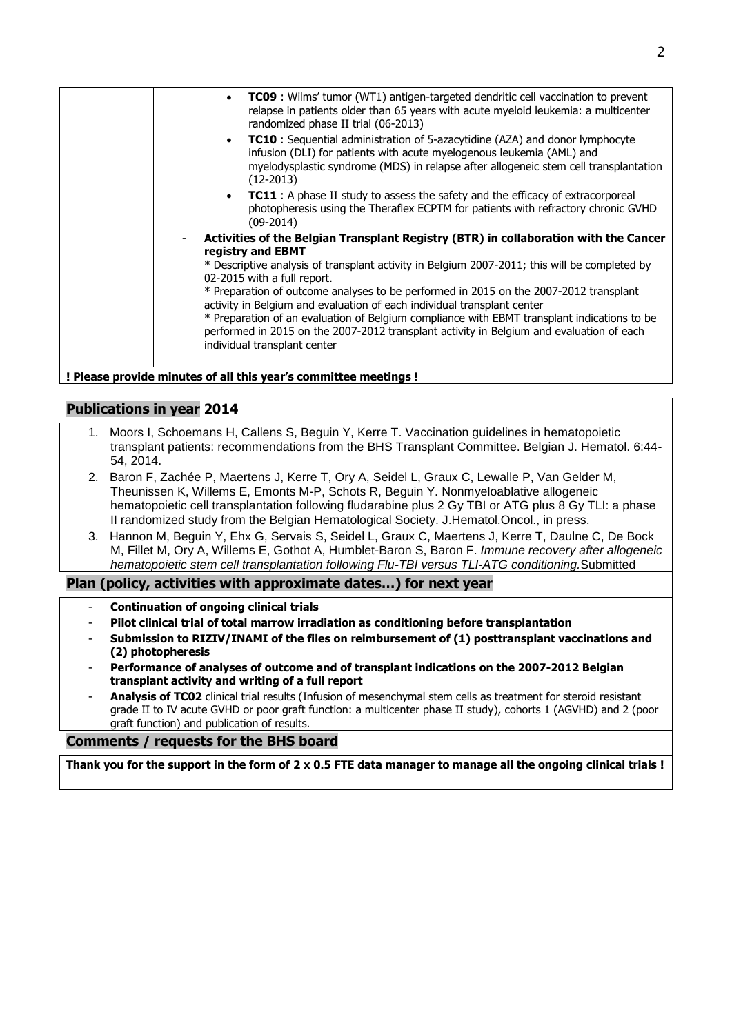- **TC09** : Wilms' tumor (WT1) antigen-targeted dendritic cell vaccination to prevent relapse in patients older than 65 years with acute myeloid leukemia: a multicenter randomized phase II trial (06-2013)
- **TC10** : Sequential administration of 5-azacytidine (AZA) and donor lymphocyte infusion (DLI) for patients with acute myelogenous leukemia (AML) and myelodysplastic syndrome (MDS) in relapse after allogeneic stem cell transplantation (12-2013)
- **TC11** : A phase II study to assess the safety and the efficacy of extracorporeal photopheresis using the Theraflex ECPTM for patients with refractory chronic GVHD (09-2014)

- **Activities of the Belgian Transplant Registry (BTR) in collaboration with the Cancer registry and EBMT**

  * Descriptive analysis of transplant activity in Belgium 2007-2011; this will be completed by 02-2015 with a full report.
  * Preparation of outcome analyses to be performed in 2015 on the 2007-2012 transplant activity in Belgium and evaluation of each individual transplant center
  * Preparation of an evaluation of Belgium compliance with EBMT transplant indications to be performed in 2015 on the 2007-2012 transplant activity in Belgium and evaluation of each individual transplant center

**! Please provide minutes of all this year's committee meetings !**

## Publications in year 2014

1. Moors I, Schoemans H, Callens S, Beguin Y, Kerre T. Vaccination guidelines in hematopoietic transplant patients: recommendations from the BHS Transplant Committee. Belgian J. Hematol. 6:44-54, 2014.
2. Baron F, Zachée P, Maertens J, Kerre T, Ory A, Seidel L, Graux C, Lewalle P, Van Gelder M, Theunissen K, Willems E, Emonts M-P, Schots R, Beguin Y. Nonmyeloablative allogeneic hematopoietic cell transplantation following fludarabine plus 2 Gy TBI or ATG plus 8 Gy TLI: a phase II randomized study from the Belgian Hematological Society. J.Hematol.Oncol., in press.
3. Hannon M, Beguin Y, Ehx G, Servais S, Seidel L, Graux C, Maertens J, Kerre T, Daulne C, De Bock M, Fillet M, Ory A, Willems E, Gothot A, Humblet-Baron S, Baron F. *Immune recovery after allogeneic hematopoietic stem cell transplantation following Flu-TBI versus TLI-ATG conditioning.*Submitted

## Plan (policy, activities with approximate dates…) for next year

- **Continuation of ongoing clinical trials**
- **Pilot clinical trial of total marrow irradiation as conditioning before transplantation**
- **Submission to RIZIV/INAMI of the files on reimbursement of (1) posttransplant vaccinations and (2) photopheresis**
- **Performance of analyses of outcome and of transplant indications on the 2007-2012 Belgian transplant activity and writing of a full report**
- **Analysis of TC02** clinical trial results (Infusion of mesenchymal stem cells as treatment for steroid resistant grade II to IV acute GVHD or poor graft function: a multicenter phase II study), cohorts 1 (AGVHD) and 2 (poor graft function) and publication of results.

## Comments / requests for the BHS board

**Thank you for the support in the form of 2 x 0.5 FTE data manager to manage all the ongoing clinical trials !**